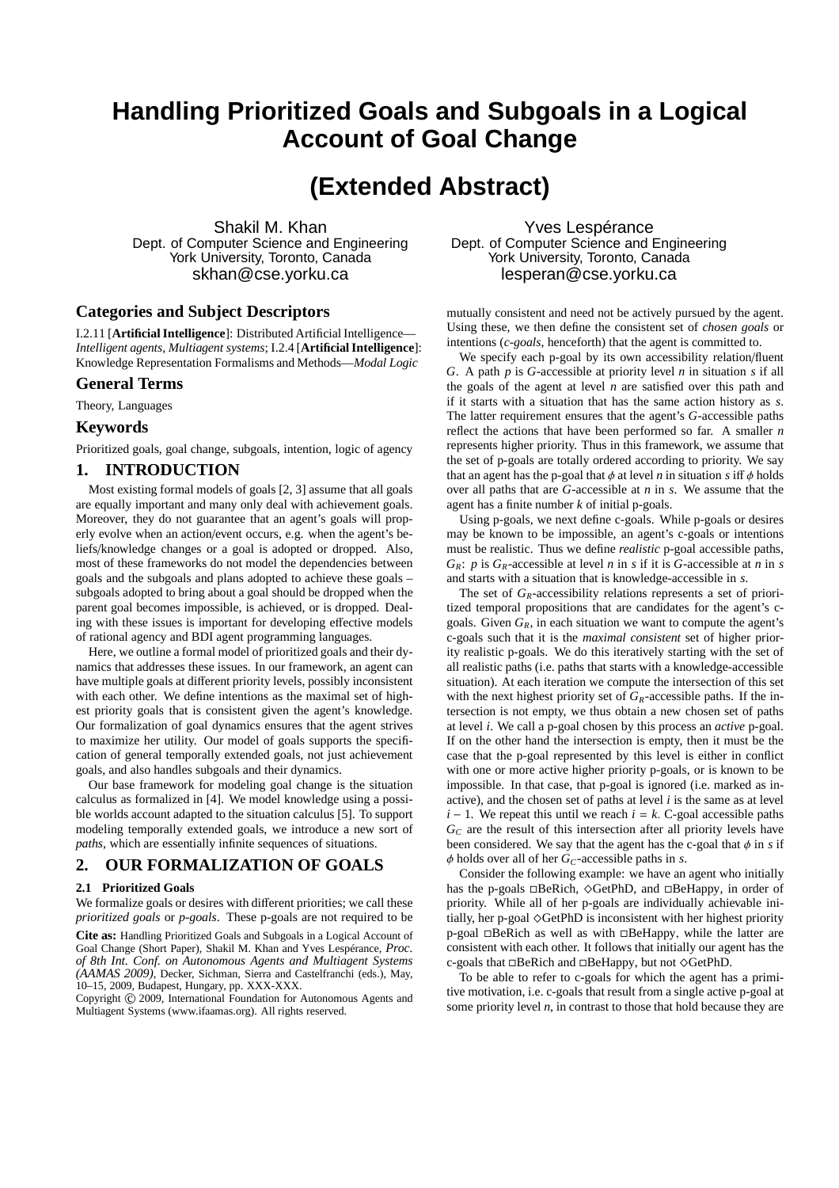# Handling Prioritized Goals and Subgoals in a Logical Account of Goal Change

# (Extended Abstract)

Shakil M. Khan
Dept. of Computer Science and Engineering
York University, Toronto, Canada
skhan@cse.yorku.ca

Yves Lespérance
Dept. of Computer Science and Engineering
York University, Toronto, Canada
lesperan@cse.yorku.ca

## Categories and Subject Descriptors

I.2.11 [**Artificial Intelligence**]: Distributed Artificial Intelligence—*Intelligent agents, Multiagent systems*; I.2.4 [**Artificial Intelligence**]: Knowledge Representation Formalisms and Methods—*Modal Logic*

## General Terms

Theory, Languages

## Keywords

Prioritized goals, goal change, subgoals, intention, logic of agency

## 1. INTRODUCTION

Most existing formal models of goals [2, 3] assume that all goals are equally important and many only deal with achievement goals. Moreover, they do not guarantee that an agent's goals will properly evolve when an action/event occurs, e.g. when the agent's beliefs/knowledge changes or a goal is adopted or dropped. Also, most of these frameworks do not model the dependencies between goals and the subgoals and plans adopted to achieve these goals – subgoals adopted to bring about a goal should be dropped when the parent goal becomes impossible, is achieved, or is dropped. Dealing with these issues is important for developing effective models of rational agency and BDI agent programming languages.

Here, we outline a formal model of prioritized goals and their dynamics that addresses these issues. In our framework, an agent can have multiple goals at different priority levels, possibly inconsistent with each other. We define intentions as the maximal set of highest priority goals that is consistent given the agent's knowledge. Our formalization of goal dynamics ensures that the agent strives to maximize her utility. Our model of goals supports the specification of general temporally extended goals, not just achievement goals, and also handles subgoals and their dynamics.

Our base framework for modeling goal change is the situation calculus as formalized in [4]. We model knowledge using a possible worlds account adapted to the situation calculus [5]. To support modeling temporally extended goals, we introduce a new sort of *paths*, which are essentially infinite sequences of situations.

## 2. OUR FORMALIZATION OF GOALS

### 2.1 Prioritized Goals

We formalize goals or desires with different priorities; we call these *prioritized goals* or *p-goals*. These p-goals are not required to be mutually consistent and need not be actively pursued by the agent. Using these, we then define the consistent set of *chosen goals* or intentions (*c-goals*, henceforth) that the agent is committed to.

We specify each p-goal by its own accessibility relation/fluent $G$. A path $p$ is $G$-accessible at priority level $n$ in situation $s$ if all the goals of the agent at level $n$ are satisfied over this path and if it starts with a situation that has the same action history as $s$. The latter requirement ensures that the agent's $G$-accessible paths reflect the actions that have been performed so far. A smaller $n$ represents higher priority. Thus in this framework, we assume that the set of p-goals are totally ordered according to priority. We say that an agent has the p-goal that $\phi$ at level $n$ in situation $s$ iff $\phi$ holds over all paths that are $G$-accessible at $n$ in $s$. We assume that the agent has a finite number $k$ of initial p-goals.

Using p-goals, we next define c-goals. While p-goals or desires may be known to be impossible, an agent's c-goals or intentions must be realistic. Thus we define *realistic* p-goal accessible paths, $G_R$: $p$ is $G_R$-accessible at level $n$ in $s$ if it is $G$-accessible at $n$ in $s$ and starts with a situation that is knowledge-accessible in $s$.

The set of $G_R$-accessibility relations represents a set of prioritized temporal propositions that are candidates for the agent's c-goals. Given $G_R$, in each situation we want to compute the agent's c-goals such that it is the *maximal consistent* set of higher priority realistic p-goals. We do this iteratively starting with the set of all realistic paths (i.e. paths that starts with a knowledge-accessible situation). At each iteration we compute the intersection of this set with the next highest priority set of $G_R$-accessible paths. If the intersection is not empty, we thus obtain a new chosen set of paths at level $i$. We call a p-goal chosen by this process an *active* p-goal. If on the other hand the intersection is empty, then it must be the case that the p-goal represented by this level is either in conflict with one or more active higher priority p-goals, or is known to be impossible. In that case, that p-goal is ignored (i.e. marked as inactive), and the chosen set of paths at level $i$ is the same as at level $i - 1$. We repeat this until we reach $i = k$. C-goal accessible paths $G_C$ are the result of this intersection after all priority levels have been considered. We say that the agent has the c-goal that $\phi$ in $s$ if $\phi$ holds over all of her $G_C$-accessible paths in $s$.

Consider the following example: we have an agent who initially has the p-goals $\Box$BeRich, $\Diamond$GetPhD, and $\Box$BeHappy, in order of priority. While all of her p-goals are individually achievable initially, her p-goal $\Diamond$GetPhD is inconsistent with her highest priority p-goal $\Box$BeRich as well as with $\Box$BeHappy, while the latter are consistent with each other. It follows that initially our agent has the c-goals that $\Box$BeRich and $\Box$BeHappy, but not $\Diamond$GetPhD.

To be able to refer to c-goals for which the agent has a primitive motivation, i.e. c-goals that result from a single active p-goal at some priority level $n$, in contrast to those that hold because they are

**Cite as:** Handling Prioritized Goals and Subgoals in a Logical Account of Goal Change (Short Paper), Shakil M. Khan and Yves Lespérance, *Proc. of 8th Int. Conf. on Autonomous Agents and Multiagent Systems (AAMAS 2009)*, Decker, Sichman, Sierra and Castelfranchi (eds.), May, 10–15, 2009, Budapest, Hungary, pp. XXX-XXX.
Copyright © 2009, International Foundation for Autonomous Agents and Multiagent Systems (www.ifaamas.org). All rights reserved.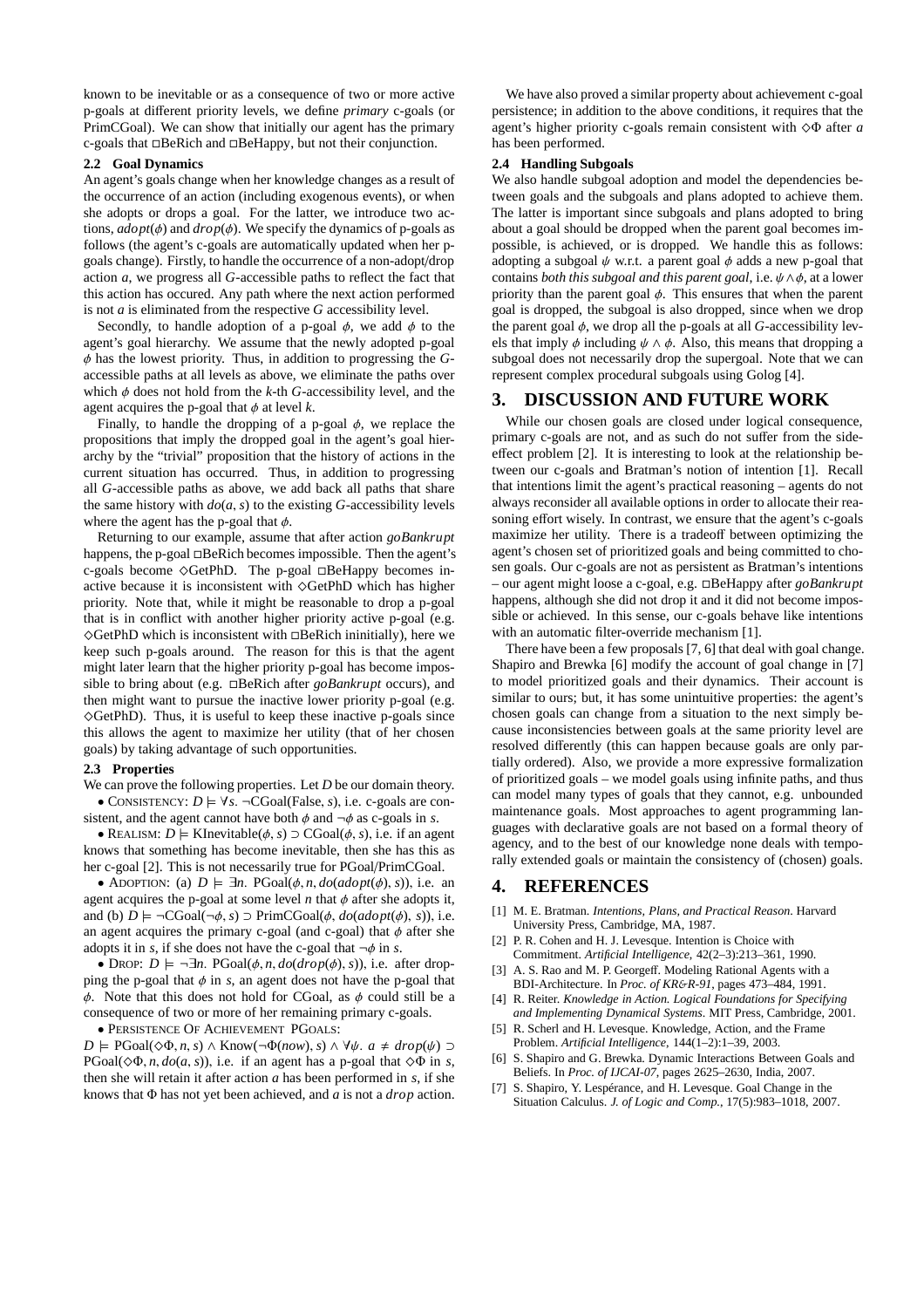known to be inevitable or as a consequence of two or more active p-goals at different priority levels, we define *primary* c-goals (or PrimCGoal). We can show that initially our agent has the primary c-goals that $\square$BeRich and $\square$BeHappy, but not their conjunction.

### 2.2 Goal Dynamics

An agent's goals change when her knowledge changes as a result of the occurrence of an action (including exogenous events), or when she adopts or drops a goal. For the latter, we introduce two actions, $adopt(\phi)$ and $drop(\phi)$. We specify the dynamics of p-goals as follows (the agent's c-goals are automatically updated when her p-goals change). Firstly, to handle the occurrence of a non-adopt/drop action $a$, we progress all $G$-accessible paths to reflect the fact that this action has occured. Any path where the next action performed is not $a$ is eliminated from the respective $G$ accessibility level.

Secondly, to handle adoption of a p-goal $\phi$, we add $\phi$ to the agent's goal hierarchy. We assume that the newly adopted p-goal $\phi$ has the lowest priority. Thus, in addition to progressing the $G$-accessible paths at all levels as above, we eliminate the paths over which $\phi$ does not hold from the $k$-th $G$-accessibility level, and the agent acquires the p-goal that $\phi$ at level $k$.

Finally, to handle the dropping of a p-goal $\phi$, we replace the propositions that imply the dropped goal in the agent's goal hierarchy by the "trivial" proposition that the history of actions in the current situation has occurred. Thus, in addition to progressing all $G$-accessible paths as above, we add back all paths that share the same history with $do(a, s)$ to the existing $G$-accessibility levels where the agent has the p-goal that $\phi$.

Returning to our example, assume that after action *goBankrupt* happens, the p-goal $\square$BeRich becomes impossible. Then the agent's c-goals become $\diamond$GetPhD. The p-goal $\square$BeHappy becomes inactive because it is inconsistent with $\diamond$GetPhD which has higher priority. Note that, while it might be reasonable to drop a p-goal that is in conflict with another higher priority active p-goal (e.g. $\diamond$GetPhD which is inconsistent with $\square$BeRich ininitially), here we keep such p-goals around. The reason for this is that the agent might later learn that the higher priority p-goal has become impossible to bring about (e.g. $\square$BeRich after *goBankrupt* occurs), and then might want to pursue the inactive lower priority p-goal (e.g. $\diamond$GetPhD). Thus, it is useful to keep these inactive p-goals since this allows the agent to maximize her utility (that of her chosen goals) by taking advantage of such opportunities.

### 2.3 Properties

We can prove the following properties. Let $D$ be our domain theory.

- CONSISTENCY: $D \models \forall s.\ \neg$CGoal(False, $s$), i.e. c-goals are consistent, and the agent cannot have both $\phi$ and $\neg\phi$ as c-goals in $s$.
- REALISM: $D \models$ KInevitable$(\phi, s) \supset$ CGoal$(\phi, s)$, i.e. if an agent knows that something has become inevitable, then she has this as her c-goal [2]. This is not necessarily true for PGoal/PrimCGoal.
- ADOPTION: (a) $D \models \exists n.$ PGoal$(\phi, n, do(adopt(\phi), s))$, i.e. an agent acquires the p-goal at some level $n$ that $\phi$ after she adopts it, and (b) $D \models \neg$CGoal$(\neg\phi, s) \supset$ PrimCGoal$(\phi, do(adopt(\phi), s))$, i.e. an agent acquires the primary c-goal (and c-goal) that $\phi$ after she adopts it in $s$, if she does not have the c-goal that $\neg\phi$ in $s$.
- DROP: $D \models \neg\exists n.$ PGoal$(\phi, n, do(drop(\phi), s))$, i.e. after dropping the p-goal that $\phi$ in $s$, an agent does not have the p-goal that $\phi$. Note that this does not hold for CGoal, as $\phi$ could still be a consequence of two or more of her remaining primary c-goals.
- PERSISTENCE OF ACHIEVEMENT PGOALS:

$D \models$ PGoal$(\diamond\Phi, n, s) \land$ Know$(\neg\Phi(now), s) \land \forall\psi.\ a \neq drop(\psi) \supset$ PGoal$(\diamond\Phi, n, do(a, s))$, i.e. if an agent has a p-goal that $\diamond\Phi$ in $s$, then she will retain it after action $a$ has been performed in $s$, if she knows that $\Phi$ has not yet been achieved, and $a$ is not a $drop$ action.

We have also proved a similar property about achievement c-goal persistence; in addition to the above conditions, it requires that the agent's higher priority c-goals remain consistent with $\diamond\Phi$ after $a$ has been performed.

### 2.4 Handling Subgoals

We also handle subgoal adoption and model the dependencies between goals and the subgoals and plans adopted to achieve them. The latter is important since subgoals and plans adopted to bring about a goal should be dropped when the parent goal becomes impossible, is achieved, or is dropped. We handle this as follows: adopting a subgoal $\psi$ w.r.t. a parent goal $\phi$ adds a new p-goal that contains *both this subgoal and this parent goal*, i.e. $\psi \land \phi$, at a lower priority than the parent goal $\phi$. This ensures that when the parent goal is dropped, the subgoal is also dropped, since when we drop the parent goal $\phi$, we drop all the p-goals at all $G$-accessibility levels that imply $\phi$ including $\psi \land \phi$. Also, this means that dropping a subgoal does not necessarily drop the supergoal. Note that we can represent complex procedural subgoals using Golog [4].

## 3. DISCUSSION AND FUTURE WORK

While our chosen goals are closed under logical consequence, primary c-goals are not, and as such do not suffer from the side-effect problem [2]. It is interesting to look at the relationship between our c-goals and Bratman's notion of intention [1]. Recall that intentions limit the agent's practical reasoning – agents do not always reconsider all available options in order to allocate their reasoning effort wisely. In contrast, we ensure that the agent's c-goals maximize her utility. There is a tradeoff between optimizing the agent's chosen set of prioritized goals and being committed to chosen goals. Our c-goals are not as persistent as Bratman's intentions – our agent might loose a c-goal, e.g. $\square$BeHappy after *goBankrupt* happens, although she did not drop it and it did not become impossible or achieved. In this sense, our c-goals behave like intentions with an automatic filter-override mechanism [1].

There have been a few proposals [7, 6] that deal with goal change. Shapiro and Brewka [6] modify the account of goal change in [7] to model prioritized goals and their dynamics. Their account is similar to ours; but, it has some unintuitive properties: the agent's chosen goals can change from a situation to the next simply because inconsistencies between goals at the same priority level are resolved differently (this can happen because goals are only partially ordered). Also, we provide a more expressive formalization of prioritized goals – we model goals using infinite paths, and thus can model many types of goals that they cannot, e.g. unbounded maintenance goals. Most approaches to agent programming languages with declarative goals are not based on a formal theory of agency, and to the best of our knowledge none deals with temporally extended goals or maintain the consistency of (chosen) goals.

## 4. REFERENCES

[1] M. E. Bratman. *Intentions, Plans, and Practical Reason*. Harvard University Press, Cambridge, MA, 1987.

[2] P. R. Cohen and H. J. Levesque. Intention is Choice with Commitment. *Artificial Intelligence*, 42(2–3):213–361, 1990.

[3] A. S. Rao and M. P. Georgeff. Modeling Rational Agents with a BDI-Architecture. In *Proc. of KR&R-91*, pages 473–484, 1991.

[4] R. Reiter. *Knowledge in Action. Logical Foundations for Specifying and Implementing Dynamical Systems*. MIT Press, Cambridge, 2001.

[5] R. Scherl and H. Levesque. Knowledge, Action, and the Frame Problem. *Artificial Intelligence*, 144(1–2):1–39, 2003.

[6] S. Shapiro and G. Brewka. Dynamic Interactions Between Goals and Beliefs. In *Proc. of IJCAI-07*, pages 2625–2630, India, 2007.

[7] S. Shapiro, Y. Lespérance, and H. Levesque. Goal Change in the Situation Calculus. *J. of Logic and Comp.*, 17(5):983–1018, 2007.